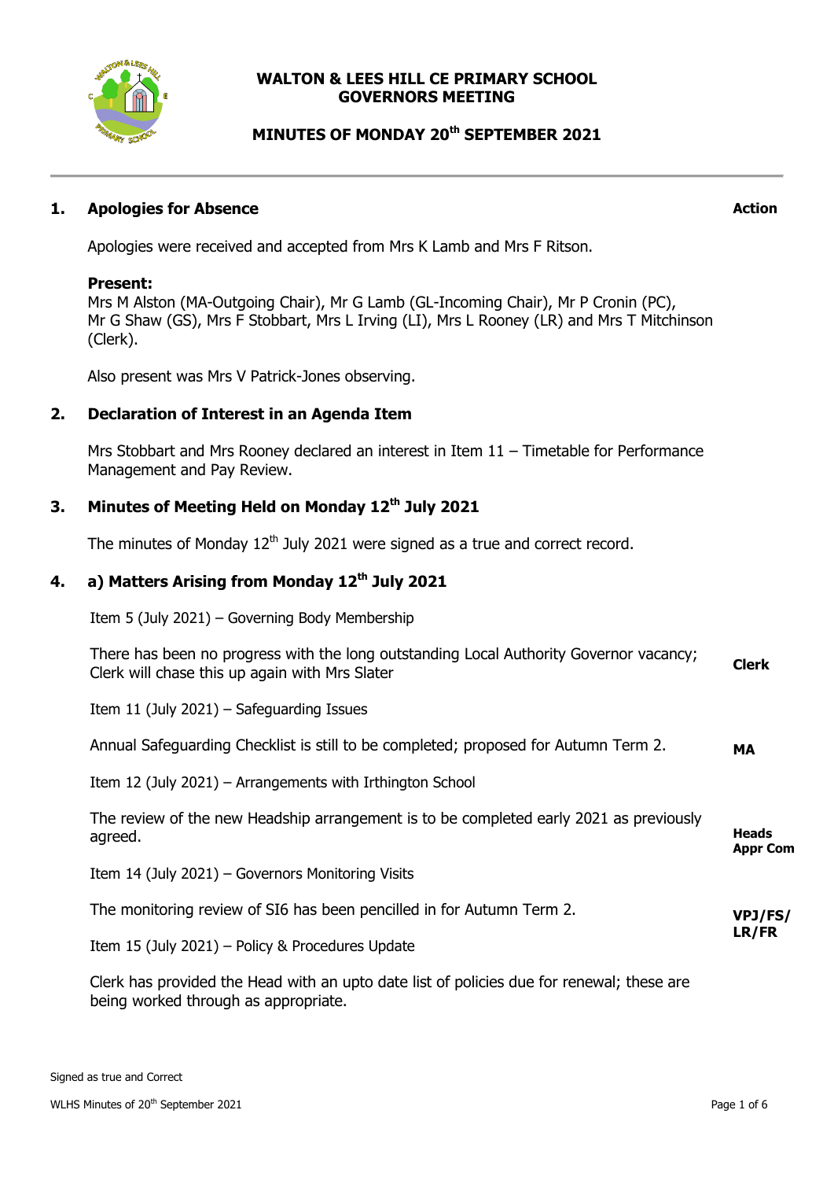# WALTON & LEES HILL CE PRIMARY SCHOOL
# GOVERNORS MEETING

## MINUTES OF MONDAY 20th SEPTEMBER 2021

---

| | | Action |
|---|---|---|
| **1.** | **Apologies for Absence** | |
| | Apologies were received and accepted from Mrs K Lamb and Mrs F Ritson. | |
| | **Present:** Mrs M Alston (MA-Outgoing Chair), Mr G Lamb (GL-Incoming Chair), Mr P Cronin (PC), Mr G Shaw (GS), Mrs F Stobbart, Mrs L Irving (LI), Mrs L Rooney (LR) and Mrs T Mitchinson (Clerk). | |
| | Also present was Mrs V Patrick-Jones observing. | |
| **2.** | **Declaration of Interest in an Agenda Item** | |
| | Mrs Stobbart and Mrs Rooney declared an interest in Item 11 – Timetable for Performance Management and Pay Review. | |
| **3.** | **Minutes of Meeting Held on Monday 12th July 2021** | |
| | The minutes of Monday 12th July 2021 were signed as a true and correct record. | |
| **4.** | **a) Matters Arising from Monday 12th July 2021** | |
| | Item 5 (July 2021) – Governing Body Membership | |
| | There has been no progress with the long outstanding Local Authority Governor vacancy; Clerk will chase this up again with Mrs Slater | **Clerk** |
| | Item 11 (July 2021) – Safeguarding Issues | |
| | Annual Safeguarding Checklist is still to be completed; proposed for Autumn Term 2. | **MA** |
| | Item 12 (July 2021) – Arrangements with Irthington School | |
| | The review of the new Headship arrangement is to be completed early 2021 as previously agreed. | **Heads Appr Com** |
| | Item 14 (July 2021) – Governors Monitoring Visits | |
| | The monitoring review of SI6 has been pencilled in for Autumn Term 2. | **VPJ/FS/ LR/FR** |
| | Item 15 (July 2021) – Policy & Procedures Update | |
| | Clerk has provided the Head with an upto date list of policies due for renewal; these are being worked through as appropriate. | |

Signed as true and Correct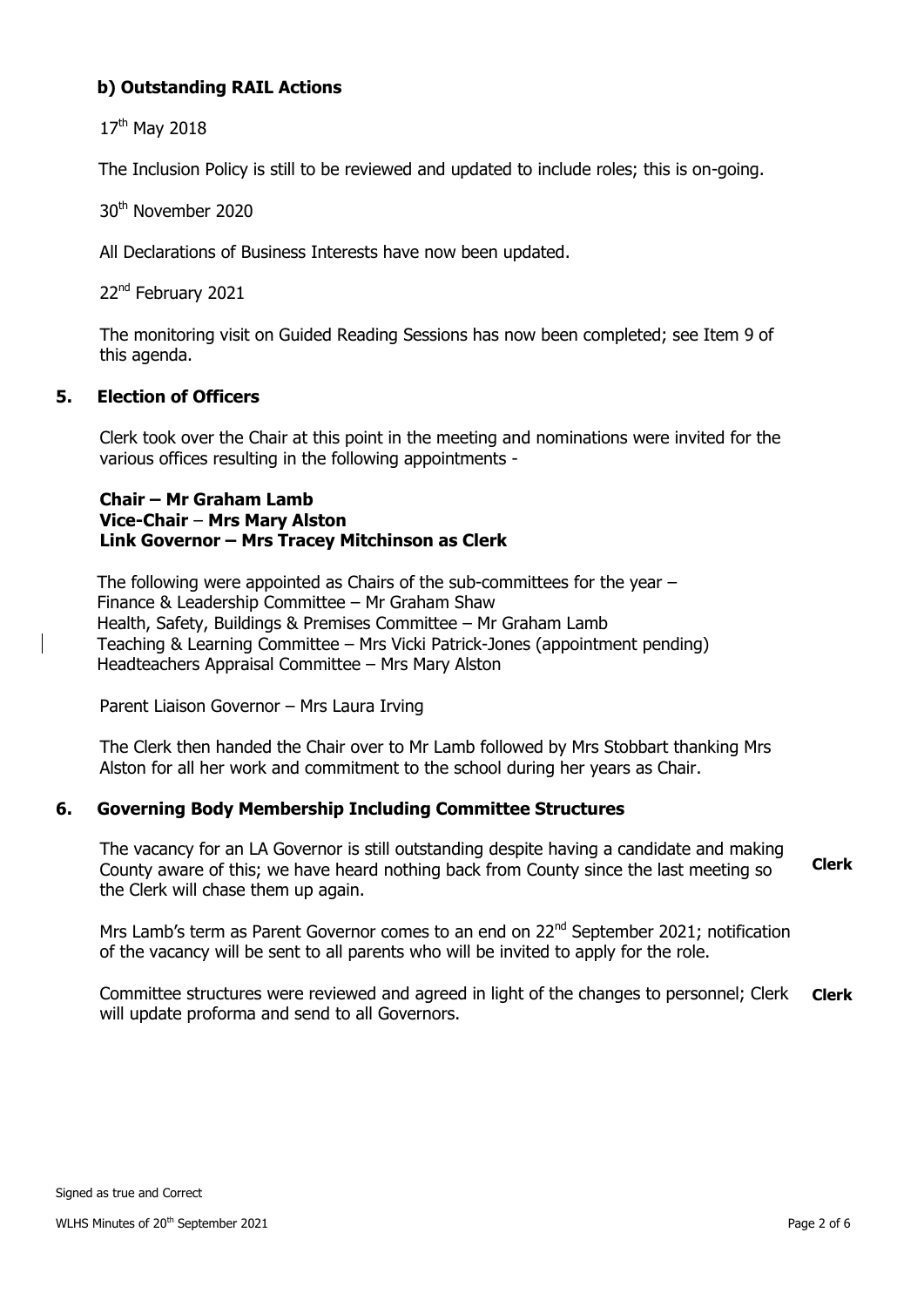### b) Outstanding RAIL Actions

17th May 2018

The Inclusion Policy is still to be reviewed and updated to include roles; this is on-going.

30th November 2020

All Declarations of Business Interests have now been updated.

22nd February 2021

The monitoring visit on Guided Reading Sessions has now been completed; see Item 9 of this agenda.

## 5. Election of Officers

Clerk took over the Chair at this point in the meeting and nominations were invited for the various offices resulting in the following appointments -

**Chair – Mr Graham Lamb**
**Vice-Chair – Mrs Mary Alston**
**Link Governor – Mrs Tracey Mitchinson as Clerk**

The following were appointed as Chairs of the sub-committees for the year –
Finance & Leadership Committee – Mr Graham Shaw
Health, Safety, Buildings & Premises Committee – Mr Graham Lamb
Teaching & Learning Committee – Mrs Vicki Patrick-Jones (appointment pending)
Headteachers Appraisal Committee – Mrs Mary Alston

Parent Liaison Governor – Mrs Laura Irving

The Clerk then handed the Chair over to Mr Lamb followed by Mrs Stobbart thanking Mrs Alston for all her work and commitment to the school during her years as Chair.

## 6. Governing Body Membership Including Committee Structures

The vacancy for an LA Governor is still outstanding despite having a candidate and making County aware of this; we have heard nothing back from County since the last meeting so the Clerk will chase them up again. **Clerk**

Mrs Lamb's term as Parent Governor comes to an end on 22nd September 2021; notification of the vacancy will be sent to all parents who will be invited to apply for the role.

Committee structures were reviewed and agreed in light of the changes to personnel; Clerk will update proforma and send to all Governors. **Clerk**

Signed as true and Correct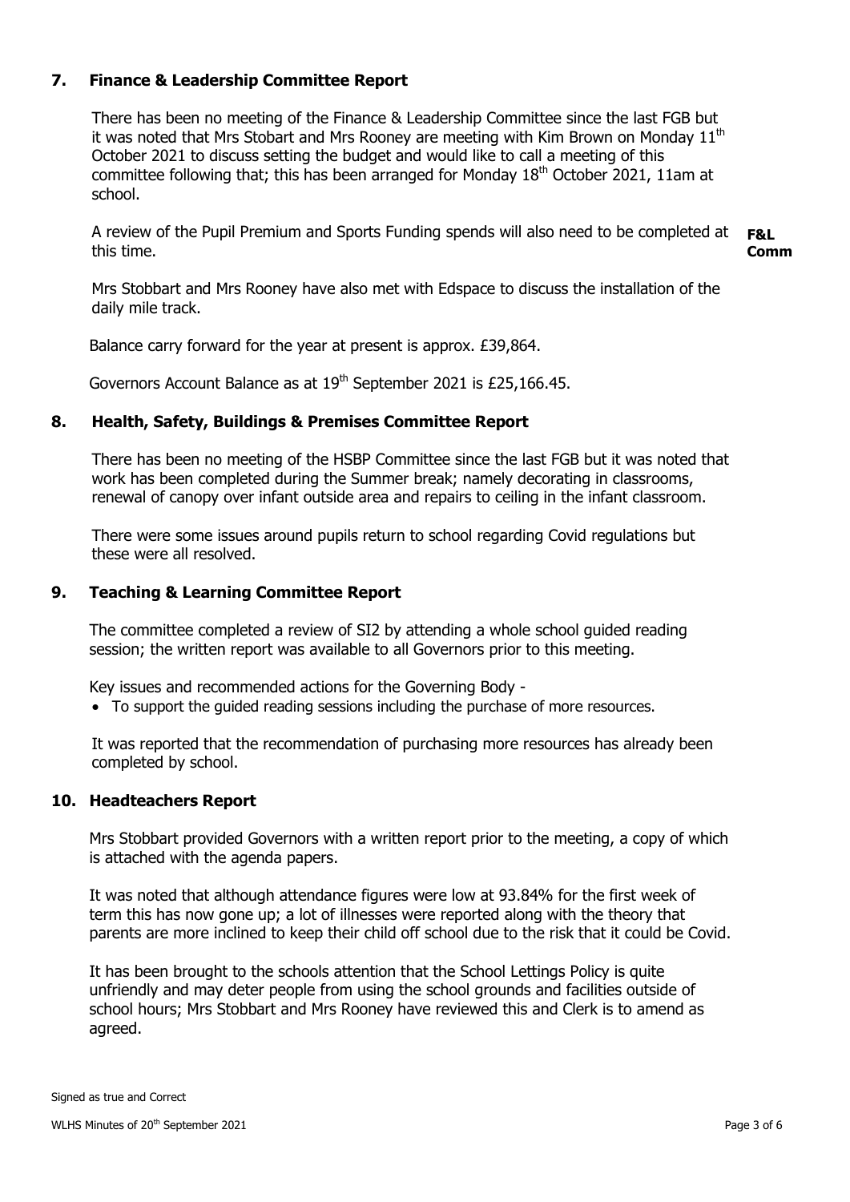## 7. Finance & Leadership Committee Report

There has been no meeting of the Finance & Leadership Committee since the last FGB but it was noted that Mrs Stobart and Mrs Rooney are meeting with Kim Brown on Monday 11th October 2021 to discuss setting the budget and would like to call a meeting of this committee following that; this has been arranged for Monday 18th October 2021, 11am at school.

A review of the Pupil Premium and Sports Funding spends will also need to be completed at this time. **F&L Comm**

Mrs Stobbart and Mrs Rooney have also met with Edspace to discuss the installation of the daily mile track.

Balance carry forward for the year at present is approx. £39,864.

Governors Account Balance as at 19th September 2021 is £25,166.45.

## 8. Health, Safety, Buildings & Premises Committee Report

There has been no meeting of the HSBP Committee since the last FGB but it was noted that work has been completed during the Summer break; namely decorating in classrooms, renewal of canopy over infant outside area and repairs to ceiling in the infant classroom.

There were some issues around pupils return to school regarding Covid regulations but these were all resolved.

## 9. Teaching & Learning Committee Report

The committee completed a review of SI2 by attending a whole school guided reading session; the written report was available to all Governors prior to this meeting.

Key issues and recommended actions for the Governing Body -

- To support the guided reading sessions including the purchase of more resources.

It was reported that the recommendation of purchasing more resources has already been completed by school.

## 10. Headteachers Report

Mrs Stobbart provided Governors with a written report prior to the meeting, a copy of which is attached with the agenda papers.

It was noted that although attendance figures were low at 93.84% for the first week of term this has now gone up; a lot of illnesses were reported along with the theory that parents are more inclined to keep their child off school due to the risk that it could be Covid.

It has been brought to the schools attention that the School Lettings Policy is quite unfriendly and may deter people from using the school grounds and facilities outside of school hours; Mrs Stobbart and Mrs Rooney have reviewed this and Clerk is to amend as agreed.

Signed as true and Correct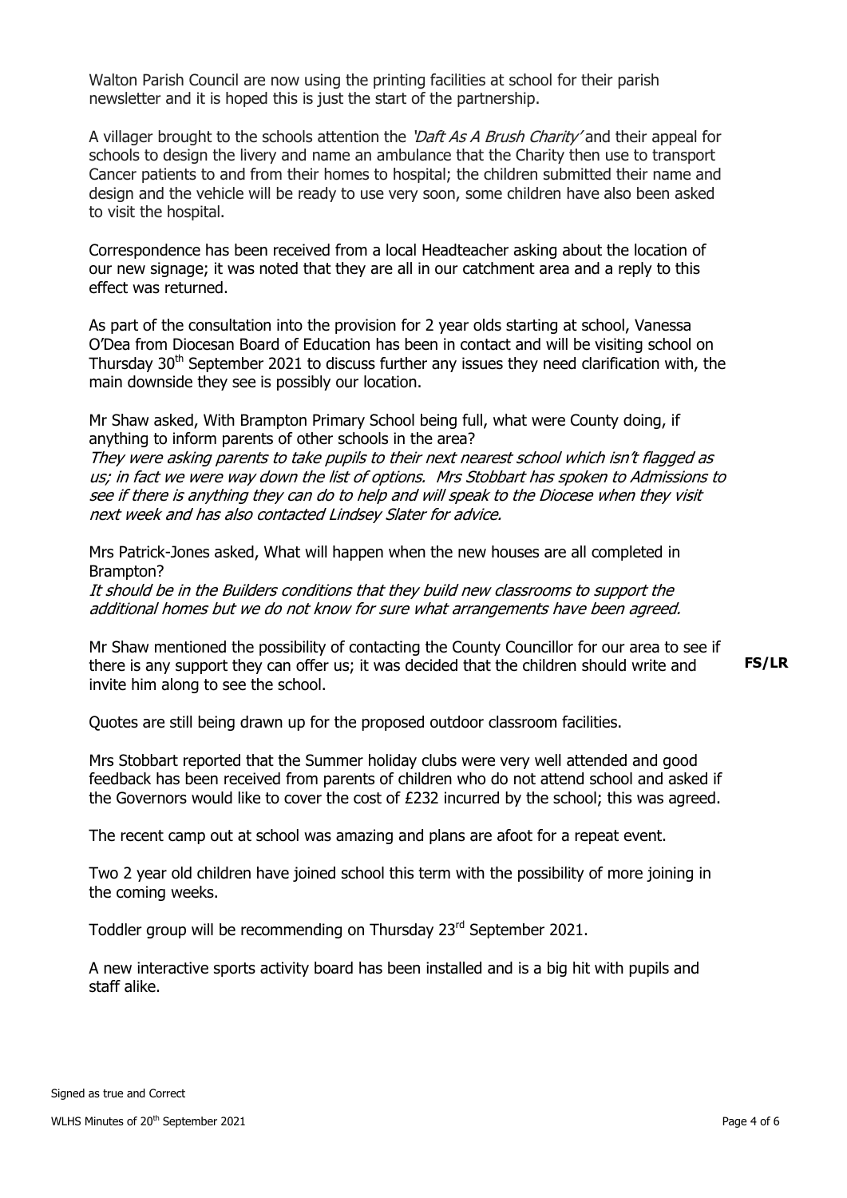Walton Parish Council are now using the printing facilities at school for their parish newsletter and it is hoped this is just the start of the partnership.

A villager brought to the schools attention the *'Daft As A Brush Charity'* and their appeal for schools to design the livery and name an ambulance that the Charity then use to transport Cancer patients to and from their homes to hospital; the children submitted their name and design and the vehicle will be ready to use very soon, some children have also been asked to visit the hospital.

Correspondence has been received from a local Headteacher asking about the location of our new signage; it was noted that they are all in our catchment area and a reply to this effect was returned.

As part of the consultation into the provision for 2 year olds starting at school, Vanessa O'Dea from Diocesan Board of Education has been in contact and will be visiting school on Thursday 30th September 2021 to discuss further any issues they need clarification with, the main downside they see is possibly our location.

Mr Shaw asked, With Brampton Primary School being full, what were County doing, if anything to inform parents of other schools in the area?
*They were asking parents to take pupils to their next nearest school which isn't flagged as us; in fact we were way down the list of options. Mrs Stobbart has spoken to Admissions to see if there is anything they can do to help and will speak to the Diocese when they visit next week and has also contacted Lindsey Slater for advice.*

Mrs Patrick-Jones asked, What will happen when the new houses are all completed in Brampton?
*It should be in the Builders conditions that they build new classrooms to support the additional homes but we do not know for sure what arrangements have been agreed.*

Mr Shaw mentioned the possibility of contacting the County Councillor for our area to see if there is any support they can offer us; it was decided that the children should write and invite him along to see the school. **FS/LR**

Quotes are still being drawn up for the proposed outdoor classroom facilities.

Mrs Stobbart reported that the Summer holiday clubs were very well attended and good feedback has been received from parents of children who do not attend school and asked if the Governors would like to cover the cost of £232 incurred by the school; this was agreed.

The recent camp out at school was amazing and plans are afoot for a repeat event.

Two 2 year old children have joined school this term with the possibility of more joining in the coming weeks.

Toddler group will be recommending on Thursday 23rd September 2021.

A new interactive sports activity board has been installed and is a big hit with pupils and staff alike.

Signed as true and Correct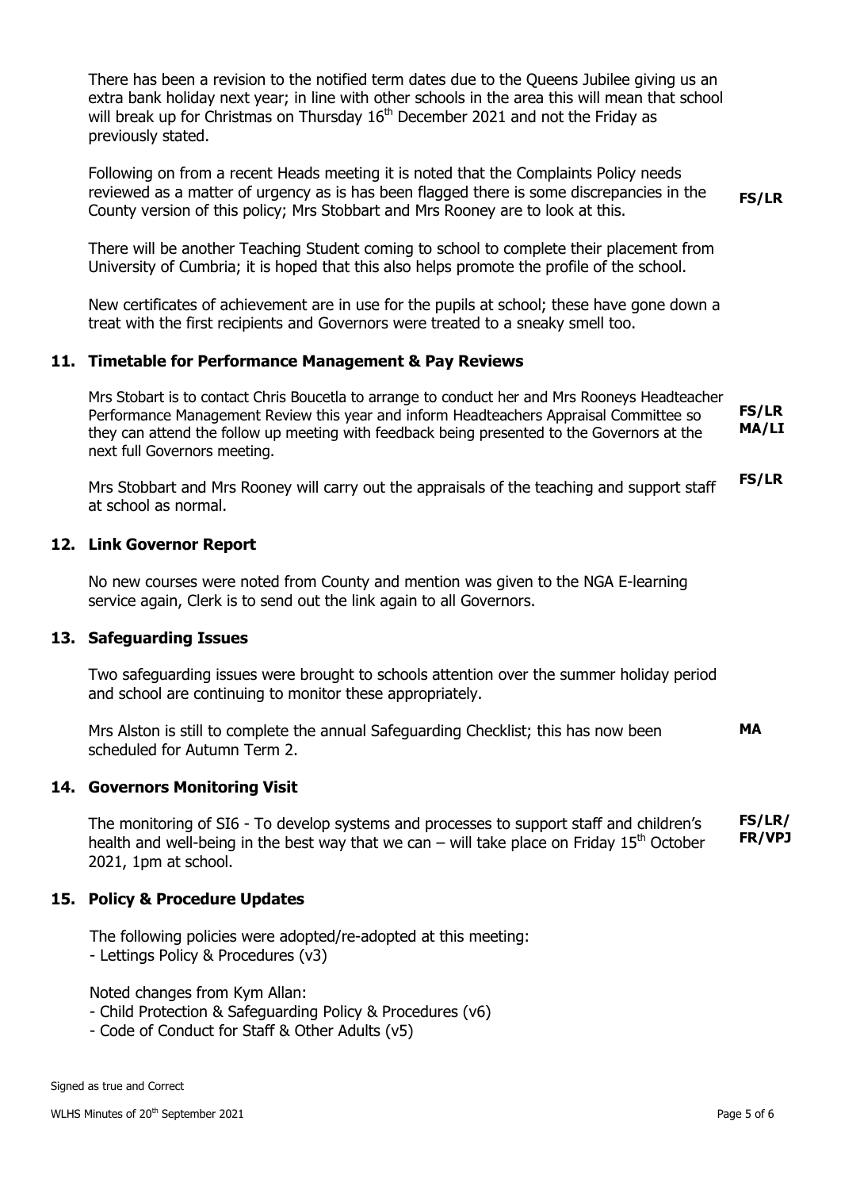There has been a revision to the notified term dates due to the Queens Jubilee giving us an extra bank holiday next year; in line with other schools in the area this will mean that school will break up for Christmas on Thursday 16th December 2021 and not the Friday as previously stated.

Following on from a recent Heads meeting it is noted that the Complaints Policy needs reviewed as a matter of urgency as is has been flagged there is some discrepancies in the County version of this policy; Mrs Stobbart and Mrs Rooney are to look at this. **FS/LR**

There will be another Teaching Student coming to school to complete their placement from University of Cumbria; it is hoped that this also helps promote the profile of the school.

New certificates of achievement are in use for the pupils at school; these have gone down a treat with the first recipients and Governors were treated to a sneaky smell too.

## 11. Timetable for Performance Management & Pay Reviews

Mrs Stobart is to contact Chris Boucetla to arrange to conduct her and Mrs Rooneys Headteacher Performance Management Review this year and inform Headteachers Appraisal Committee so they can attend the follow up meeting with feedback being presented to the Governors at the next full Governors meeting. **FS/LR MA/LI**

Mrs Stobbart and Mrs Rooney will carry out the appraisals of the teaching and support staff at school as normal. **FS/LR**

## 12. Link Governor Report

No new courses were noted from County and mention was given to the NGA E-learning service again, Clerk is to send out the link again to all Governors.

## 13. Safeguarding Issues

Two safeguarding issues were brought to schools attention over the summer holiday period and school are continuing to monitor these appropriately.

Mrs Alston is still to complete the annual Safeguarding Checklist; this has now been scheduled for Autumn Term 2. **MA**

## 14. Governors Monitoring Visit

The monitoring of SI6 - To develop systems and processes to support staff and children's health and well-being in the best way that we can – will take place on Friday 15th October 2021, 1pm at school. **FS/LR/ FR/VPJ**

## 15. Policy & Procedure Updates

The following policies were adopted/re-adopted at this meeting:
- Lettings Policy & Procedures (v3)

Noted changes from Kym Allan:
- Child Protection & Safeguarding Policy & Procedures (v6)
- Code of Conduct for Staff & Other Adults (v5)

Signed as true and Correct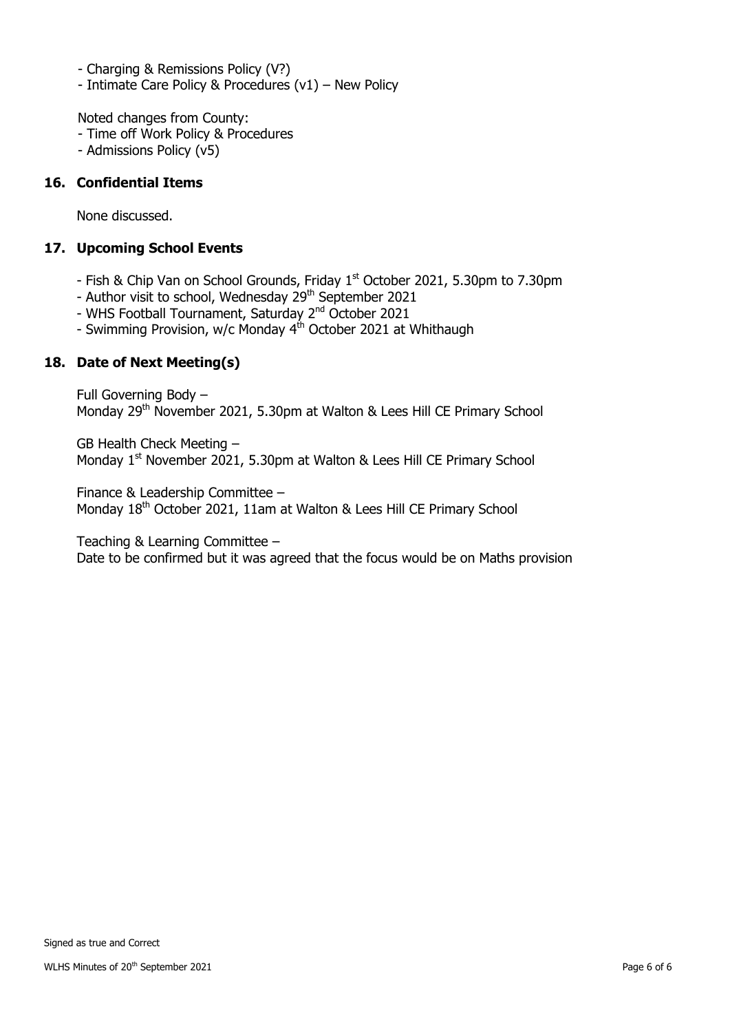- Charging & Remissions Policy (V?)
- Intimate Care Policy & Procedures (v1) – New Policy

Noted changes from County:
- Time off Work Policy & Procedures
- Admissions Policy (v5)

## 16. Confidential Items

None discussed.

## 17. Upcoming School Events

- Fish & Chip Van on School Grounds, Friday 1st October 2021, 5.30pm to 7.30pm
- Author visit to school, Wednesday 29th September 2021
- WHS Football Tournament, Saturday 2nd October 2021
- Swimming Provision, w/c Monday 4th October 2021 at Whithaugh

## 18. Date of Next Meeting(s)

Full Governing Body –
Monday 29th November 2021, 5.30pm at Walton & Lees Hill CE Primary School

GB Health Check Meeting –
Monday 1st November 2021, 5.30pm at Walton & Lees Hill CE Primary School

Finance & Leadership Committee –
Monday 18th October 2021, 11am at Walton & Lees Hill CE Primary School

Teaching & Learning Committee –
Date to be confirmed but it was agreed that the focus would be on Maths provision

Signed as true and Correct